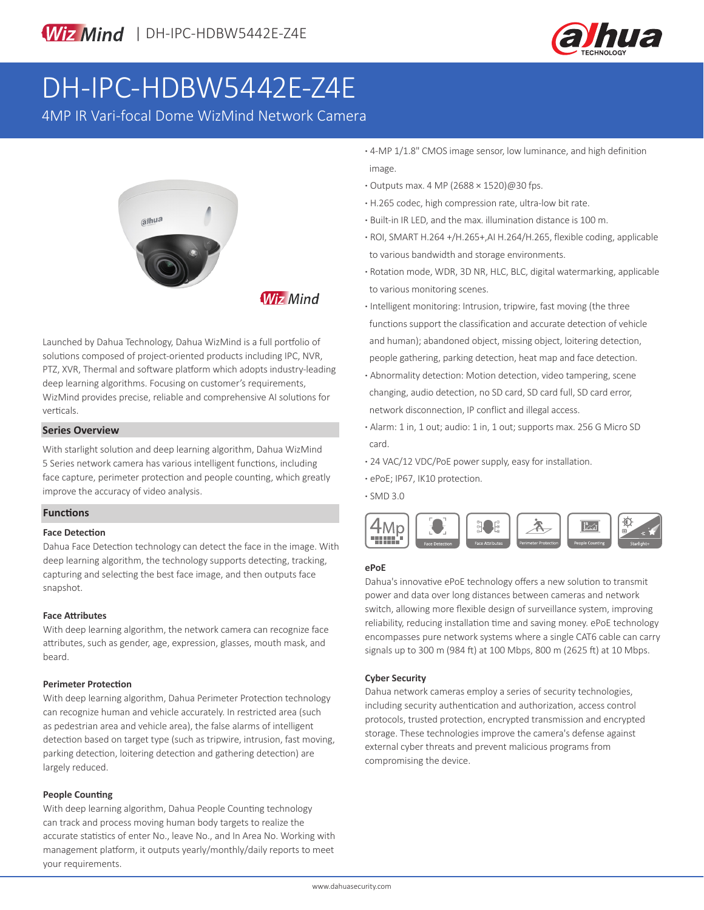WizMind | DH-IPC-HDBW5442E-Z4E

# DH-IPC-HDBW5442E-Z4E

4MP IR Vari-focal Dome WizMind Network Camera

Launched by Dahua Technology, Dahua WizMind is a full portfolio of solutions composed of project-oriented products including IPC, NVR, PTZ, XVR, Thermal and software platform which adopts industry-leading deep learning algorithms. Focusing on customer's requirements, WizMind provides precise, reliable and comprehensive AI solutions for verticals.

## Series Overview

With starlight solution and deep learning algorithm, Dahua WizMind 5 Series network camera has various intelligent functions, including face capture, perimeter protection and people counting, which greatly improve the accuracy of video analysis.

## Functions

### Face Detection

Dahua Face Detection technology can detect the face in the image. With deep learning algorithm, the technology supports detecting, tracking, capturing and selecting the best face image, and then outputs face snapshot.

### Face Attributes

With deep learning algorithm, the network camera can recognize face attributes, such as gender, age, expression, glasses, mouth mask, and beard.

### Perimeter Protection

With deep learning algorithm, Dahua Perimeter Protection technology can recognize human and vehicle accurately. In restricted area (such as pedestrian area and vehicle area), the false alarms of intelligent detection based on target type (such as tripwire, intrusion, fast moving, parking detection, loitering detection and gathering detection) are largely reduced.

### People Counting

With deep learning algorithm, Dahua People Counting technology can track and process moving human body targets to realize the accurate statistics of enter No., leave No., and In Area No. Working with management platform, it outputs yearly/monthly/daily reports to meet your requirements.

- 4-MP 1/1.8" CMOS image sensor, low luminance, and high definition image.
- Outputs max. 4 MP (2688 × 1520)@30 fps.
- H.265 codec, high compression rate, ultra-low bit rate.
- Built-in IR LED, and the max. illumination distance is 100 m.
- ROI, SMART H.264 +/H.265+,AI H.264/H.265, flexible coding, applicable to various bandwidth and storage environments.
- Rotation mode, WDR, 3D NR, HLC, BLC, digital watermarking, applicable to various monitoring scenes.
- Intelligent monitoring: Intrusion, tripwire, fast moving (the three functions support the classification and accurate detection of vehicle and human); abandoned object, missing object, loitering detection, people gathering, parking detection, heat map and face detection.
- Abnormality detection: Motion detection, video tampering, scene changing, audio detection, no SD card, SD card full, SD card error, network disconnection, IP conflict and illegal access.
- Alarm: 1 in, 1 out; audio: 1 in, 1 out; supports max. 256 G Micro SD card.
- 24 VAC/12 VDC/PoE power supply, easy for installation.
- ePoE; IP67, IK10 protection.
- SMD 3.0

4Mp | Face Detection | Face Attributes | Perimeter Protection | People Counting | Starlight+

### ePoE

Dahua's innovative ePoE technology offers a new solution to transmit power and data over long distances between cameras and network switch, allowing more flexible design of surveillance system, improving reliability, reducing installation time and saving money. ePoE technology encompasses pure network systems where a single CAT6 cable can carry signals up to 300 m (984 ft) at 100 Mbps, 800 m (2625 ft) at 10 Mbps.

### Cyber Security

Dahua network cameras employ a series of security technologies, including security authentication and authorization, access control protocols, trusted protection, encrypted transmission and encrypted storage. These technologies improve the camera's defense against external cyber threats and prevent malicious programs from compromising the device.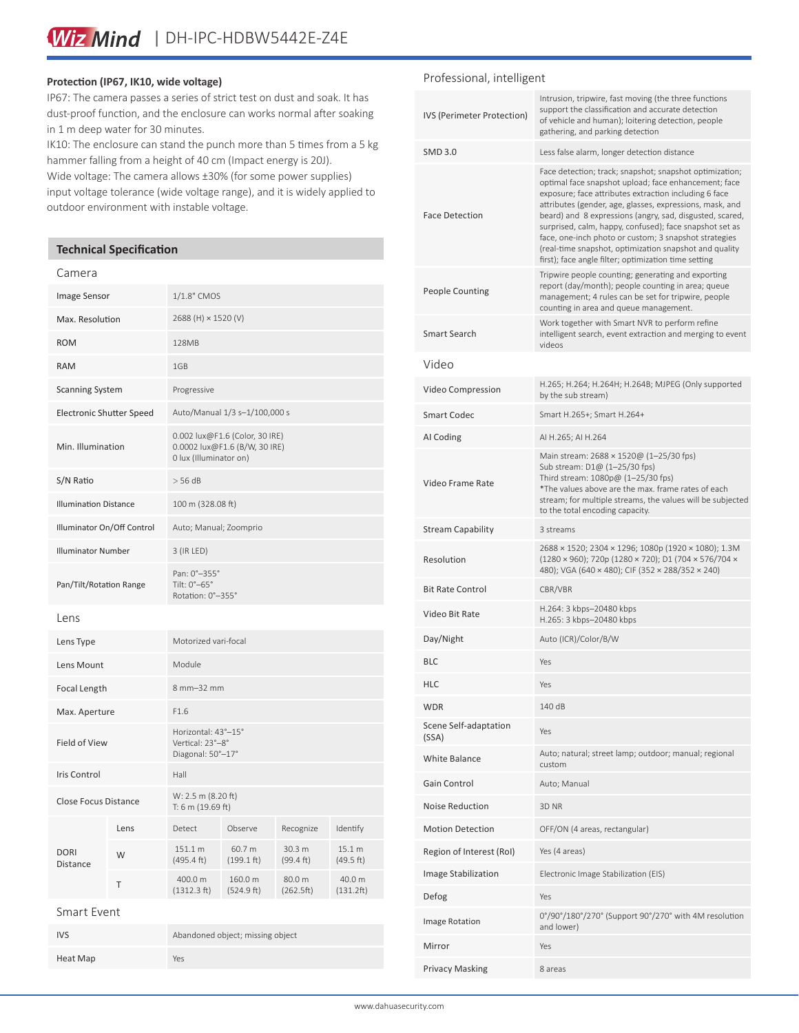**Protection (IP67, IK10, wide voltage)**

IP67: The camera passes a series of strict test on dust and soak. It has dust-proof function, and the enclosure can works normal after soaking in 1 m deep water for 30 minutes.

IK10: The enclosure can stand the punch more than 5 times from a 5 kg hammer falling from a height of 40 cm (Impact energy is 20J).

Wide voltage: The camera allows ±30% (for some power supplies) input voltage tolerance (wide voltage range), and it is widely applied to outdoor environment with instable voltage.

## Technical Specification

### Camera

| | |
|---|---|
| Image Sensor | 1/1.8" CMOS |
| Max. Resolution | 2688 (H) × 1520 (V) |
| ROM | 128MB |
| RAM | 1GB |
| Scanning System | Progressive |
| Electronic Shutter Speed | Auto/Manual 1/3 s–1/100,000 s |
| Min. Illumination | 0.002 lux@F1.6 (Color, 30 IRE)<br>0.0002 lux@F1.6 (B/W, 30 IRE)<br>0 lux (Illuminator on) |
| S/N Ratio | > 56 dB |
| Illumination Distance | 100 m (328.08 ft) |
| Illuminator On/Off Control | Auto; Manual; Zoomprio |
| Illuminator Number | 3 (IR LED) |
| Pan/Tilt/Rotation Range | Pan: 0°–355°<br>Tilt: 0°–65°<br>Rotation: 0°–355° |

### Lens

| | |
|---|---|
| Lens Type | Motorized vari-focal |
| Lens Mount | Module |
| Focal Length | 8 mm–32 mm |
| Max. Aperture | F1.6 |
| Field of View | Horizontal: 43°–15°<br>Vertical: 23°–8°<br>Diagonal: 50°–17° |
| Iris Control | Hall |
| Close Focus Distance | W: 2.5 m (8.20 ft)<br>T: 6 m (19.69 ft) |

| DORI Distance | Lens | Detect | Observe | Recognize | Identify |
|---|---|---|---|---|---|
| | W | 151.1 m (495.4 ft) | 60.7 m (199.1 ft) | 30.3 m (99.4 ft) | 15.1 m (49.5 ft) |
| | T | 400.0 m (1312.3 ft) | 160.0 m (524.9 ft) | 80.0 m (262.5ft) | 40.0 m (131.2ft) |

### Smart Event

| | |
|---|---|
| IVS | Abandoned object; missing object |
| Heat Map | Yes |

### Professional, intelligent

| | |
|---|---|
| IVS (Perimeter Protection) | Intrusion, tripwire, fast moving (the three functions support the classification and accurate detection of vehicle and human); loitering detection, people gathering, and parking detection |
| SMD 3.0 | Less false alarm, longer detection distance |
| Face Detection | Face detection; track; snapshot; snapshot optimization; optimal face snapshot upload; face enhancement; face exposure; face attributes extraction including 6 face attributes (gender, age, glasses, expressions, mask, and beard) and 8 expressions (angry, sad, disgusted, scared, surprised, calm, happy, confused); face snapshot set as face, one-inch photo or custom; 3 snapshot strategies (real-time snapshot, optimization snapshot and quality first); face angle filter; optimization time setting |
| People Counting | Tripwire people counting; generating and exporting report (day/month); people counting in area; queue management; 4 rules can be set for tripwire, people counting in area and queue management. |
| Smart Search | Work together with Smart NVR to perform refine intelligent search, event extraction and merging to event videos |

### Video

| | |
|---|---|
| Video Compression | H.265; H.264; H.264H; H.264B; MJPEG (Only supported by the sub stream) |
| Smart Codec | Smart H.265+; Smart H.264+ |
| AI Coding | AI H.265; AI H.264 |
| Video Frame Rate | Main stream: 2688 × 1520@ (1–25/30 fps)<br>Sub stream: D1@ (1–25/30 fps)<br>Third stream: 1080p@ (1–25/30 fps)<br>*The values above are the max. frame rates of each stream; for multiple streams, the values will be subjected to the total encoding capacity. |
| Stream Capability | 3 streams |
| Resolution | 2688 × 1520; 2304 × 1296; 1080p (1920 × 1080); 1.3M (1280 × 960); 720p (1280 × 720); D1 (704 × 576/704 × 480); VGA (640 × 480); CIF (352 × 288/352 × 240) |
| Bit Rate Control | CBR/VBR |
| Video Bit Rate | H.264: 3 kbps–20480 kbps<br>H.265: 3 kbps–20480 kbps |
| Day/Night | Auto (ICR)/Color/B/W |
| BLC | Yes |
| HLC | Yes |
| WDR | 140 dB |
| Scene Self-adaptation (SSA) | Yes |
| White Balance | Auto; natural; street lamp; outdoor; manual; regional custom |
| Gain Control | Auto; Manual |
| Noise Reduction | 3D NR |
| Motion Detection | OFF/ON (4 areas, rectangular) |
| Region of Interest (RoI) | Yes (4 areas) |
| Image Stabilization | Electronic Image Stabilization (EIS) |
| Defog | Yes |
| Image Rotation | 0°/90°/180°/270° (Support 90°/270° with 4M resolution and lower) |
| Mirror | Yes |
| Privacy Masking | 8 areas |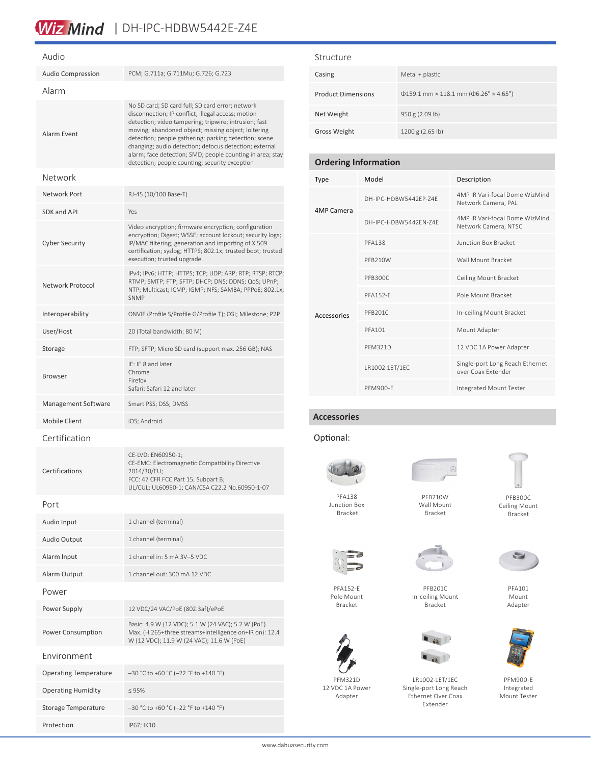## Audio

| | |
|---|---|
| Audio Compression | PCM; G.711a; G.711Mu; G.726; G.723 |

## Alarm

| | |
|---|---|
| Alarm Event | No SD card; SD card full; SD card error; network disconnection; IP conflict; illegal access; motion detection; video tampering; tripwire; intrusion; fast moving; abandoned object; missing object; loitering detection; people gathering; parking detection; scene changing; audio detection; defocus detection; external alarm; face detection; SMD; people counting in area; stay detection; people counting; security exception |

## Network

| | |
|---|---|
| Network Port | RJ-45 (10/100 Base-T) |
| SDK and API | Yes |
| Cyber Security | Video encryption; firmware encryption; configuration encryption; Digest; WSSE; account lockout; security logs; IP/MAC filtering; generation and importing of X.509 certification; syslog; HTTPS; 802.1x; trusted boot; trusted execution; trusted upgrade |
| Network Protocol | IPv4; IPv6; HTTP; HTTPS; TCP; UDP; ARP; RTP; RTSP; RTCP; RTMP; SMTP; FTP; SFTP; DHCP; DNS; DDNS; QoS; UPnP; NTP; Multicast; ICMP; IGMP; NFS; SAMBA; PPPoE; 802.1x; SNMP |
| Interoperability | ONVIF (Profile S/Profile G/Profile T); CGI; Milestone; P2P |
| User/Host | 20 (Total bandwidth: 80 M) |
| Storage | FTP; SFTP; Micro SD card (support max. 256 GB); NAS |
| Browser | IE: IE 8 and later<br>Chrome<br>Firefox<br>Safari: Safari 12 and later |
| Management Software | Smart PSS; DSS; DMSS |
| Mobile Client | iOS; Android |

## Certification

| | |
|---|---|
| Certifications | CE-LVD: EN60950-1;<br>CE-EMC: Electromagnetic Compatibility Directive 2014/30/EU;<br>FCC: 47 CFR FCC Part 15, Subpart B;<br>UL/CUL: UL60950-1; CAN/CSA C22.2 No.60950-1-07 |

## Port

| | |
|---|---|
| Audio Input | 1 channel (terminal) |
| Audio Output | 1 channel (terminal) |
| Alarm Input | 1 channel in: 5 mA 3V–5 VDC |
| Alarm Output | 1 channel out: 300 mA 12 VDC |

## Power

| | |
|---|---|
| Power Supply | 12 VDC/24 VAC/PoE (802.3af)/ePoE |
| Power Consumption | Basic: 4.9 W (12 VDC); 5.1 W (24 VAC); 5.2 W (PoE)<br>Max. (H.265+three streams+intelligence on+IR on): 12.4 W (12 VDC); 11.9 W (24 VAC); 11.6 W (PoE) |

## Environment

| | |
|---|---|
| Operating Temperature | –30 °C to +60 °C (–22 °F to +140 °F) |
| Operating Humidity | ≤ 95% |
| Storage Temperature | –30 °C to +60 °C (–22 °F to +140 °F) |
| Protection | IP67; IK10 |

## Structure

| | |
|---|---|
| Casing | Metal + plastic |
| Product Dimensions | Φ159.1 mm × 118.1 mm (Φ6.26" × 4.65") |
| Net Weight | 950 g (2.09 lb) |
| Gross Weight | 1200 g (2.65 lb) |

## Ordering Information

| Type | Model | Description |
|---|---|---|
| 4MP Camera | DH-IPC-HDBW5442EP-Z4E | 4MP IR Vari-focal Dome WizMind Network Camera, PAL |
| | DH-IPC-HDBW5442EN-Z4E | 4MP IR Vari-focal Dome WizMind Network Camera, NTSC |
| Accessories | PFA138 | Junction Box Bracket |
| | PFB210W | Wall Mount Bracket |
| | PFB300C | Ceiling Mount Bracket |
| | PFA152-E | Pole Mount Bracket |
| | PFB201C | In-ceiling Mount Bracket |
| | PFA101 | Mount Adapter |
| | PFM321D | 12 VDC 1A Power Adapter |
| | LR1002-1ET/1EC | Single-port Long Reach Ethernet over Coax Extender |
| | PFM900-E | Integrated Mount Tester |

## Accessories

Optional:

PFA138 Junction Box Bracket

PFB210W Wall Mount Bracket

PFB300C Ceiling Mount Bracket

PFA152-E Pole Mount Bracket

PFB201C In-ceiling Mount Bracket

PFA101 Mount Adapter

PFM321D 12 VDC 1A Power Adapter

LR1002-1ET/1EC Single-port Long Reach Ethernet Over Coax Extender

PFM900-E Integrated Mount Tester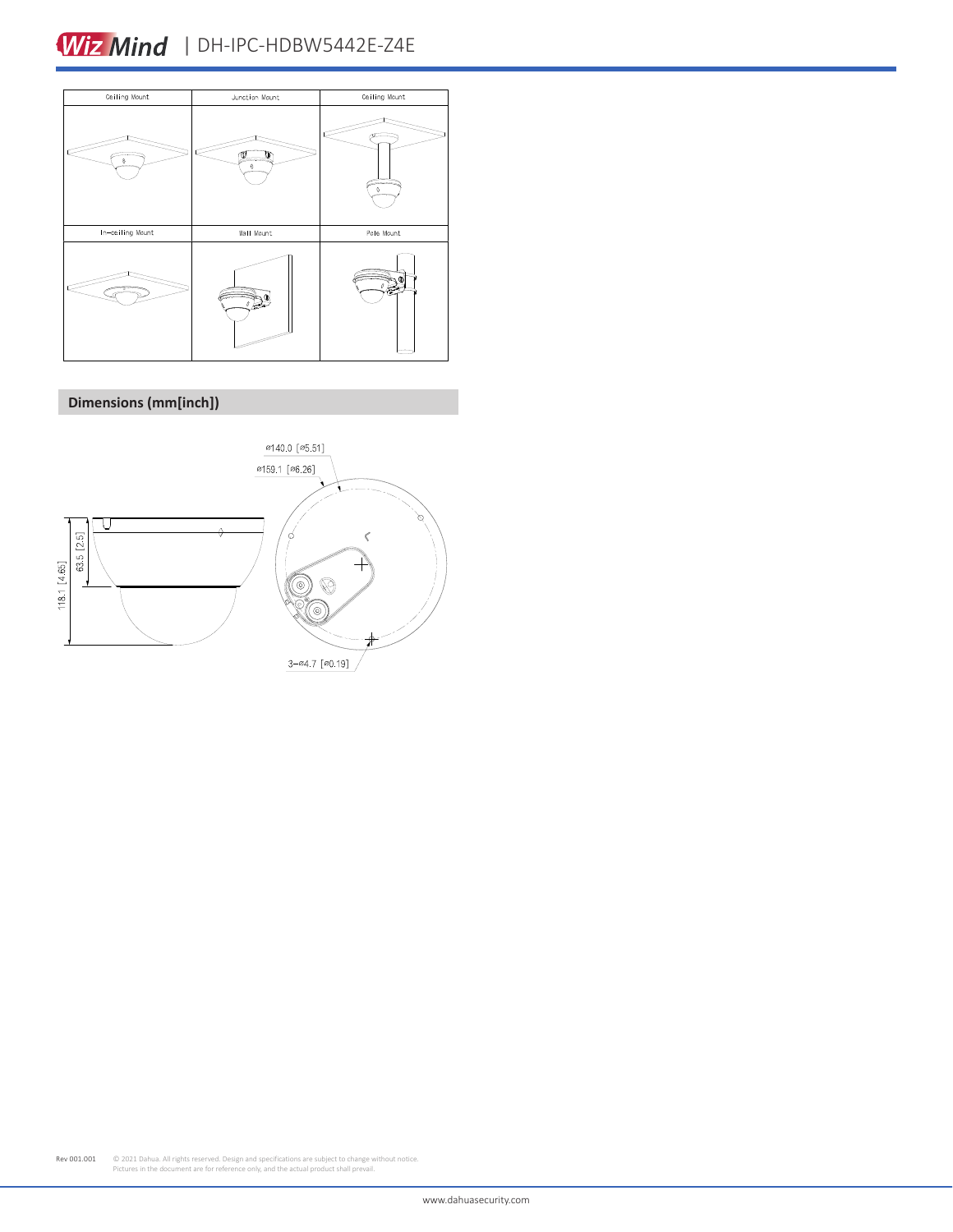| Ceiling Mount | Junction Mount | Ceiling Mount |
| --- | --- | --- |
| | | |
| In-ceiling Mount | Wall Mount | Pole Mount |
| | | |

## Dimensions (mm[inch])

ø140.0 [ø5.51]

ø159.1 [ø6.26]

63.5 [2.5]

118.1 [4.65]

3-ø4.7 [ø0.19]

Rev 001.001 © 2021 Dahua. All rights reserved. Design and specifications are subject to change without notice.
Pictures in the document are for reference only, and the actual product shall prevail.

www.dahuasecurity.com